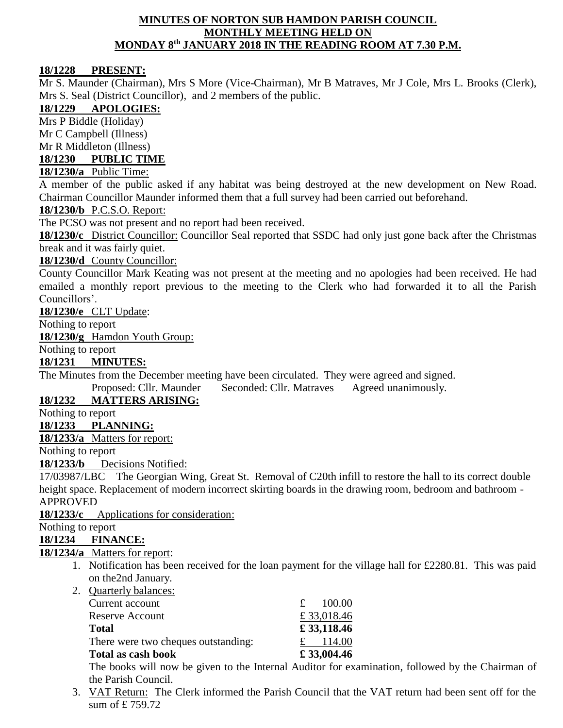# MINUTES OF NORTON SUB HAMDON PARISH COUNCIL
## MONTHLY MEETING HELD ON
## MONDAY 8th JANUARY 2018 IN THE READING ROOM AT 7.30 P.M.

**18/1228 PRESENT:**

Mr S. Maunder (Chairman), Mrs S More (Vice-Chairman), Mr B Matraves, Mr J Cole, Mrs L. Brooks (Clerk), Mrs S. Seal (District Councillor), and 2 members of the public.

**18/1229 APOLOGIES:**

Mrs P Biddle (Holiday)
Mr C Campbell (Illness)
Mr R Middleton (Illness)

**18/1230 PUBLIC TIME**

**18/1230/a** Public Time:

A member of the public asked if any habitat was being destroyed at the new development on New Road. Chairman Councillor Maunder informed them that a full survey had been carried out beforehand.

**18/1230/b** P.C.S.O. Report:

The PCSO was not present and no report had been received.

**18/1230/c** District Councillor: Councillor Seal reported that SSDC had only just gone back after the Christmas break and it was fairly quiet.

**18/1230/d** County Councillor:

County Councillor Mark Keating was not present at the meeting and no apologies had been received. He had emailed a monthly report previous to the meeting to the Clerk who had forwarded it to all the Parish Councillors'.

**18/1230/e** CLT Update:

Nothing to report

**18/1230/g** Hamdon Youth Group:

Nothing to report

**18/1231 MINUTES:**

The Minutes from the December meeting have been circulated. They were agreed and signed.

Proposed: Cllr. Maunder   Seconded: Cllr. Matraves   Agreed unanimously.

**18/1232 MATTERS ARISING:**

Nothing to report

**18/1233 PLANNING:**

**18/1233/a** Matters for report:

Nothing to report

**18/1233/b** Decisions Notified:

17/03987/LBC The Georgian Wing, Great St. Removal of C20th infill to restore the hall to its correct double height space. Replacement of modern incorrect skirting boards in the drawing room, bedroom and bathroom - APPROVED

**18/1233/c** Applications for consideration:

Nothing to report

**18/1234 FINANCE:**

**18/1234/a** Matters for report:

1. Notification has been received for the loan payment for the village hall for £2280.81. This was paid on the2nd January.
2. Quarterly balances:

| | |
|---|---|
| Current account | £ 100.00 |
| Reserve Account | £ 33,018.46 |
| **Total** | **£ 33,118.46** |
| There were two cheques outstanding: | £ 114.00 |
| **Total as cash book** | **£ 33,004.46** |

   The books will now be given to the Internal Auditor for examination, followed by the Chairman of the Parish Council.
3. VAT Return: The Clerk informed the Parish Council that the VAT return had been sent off for the sum of £ 759.72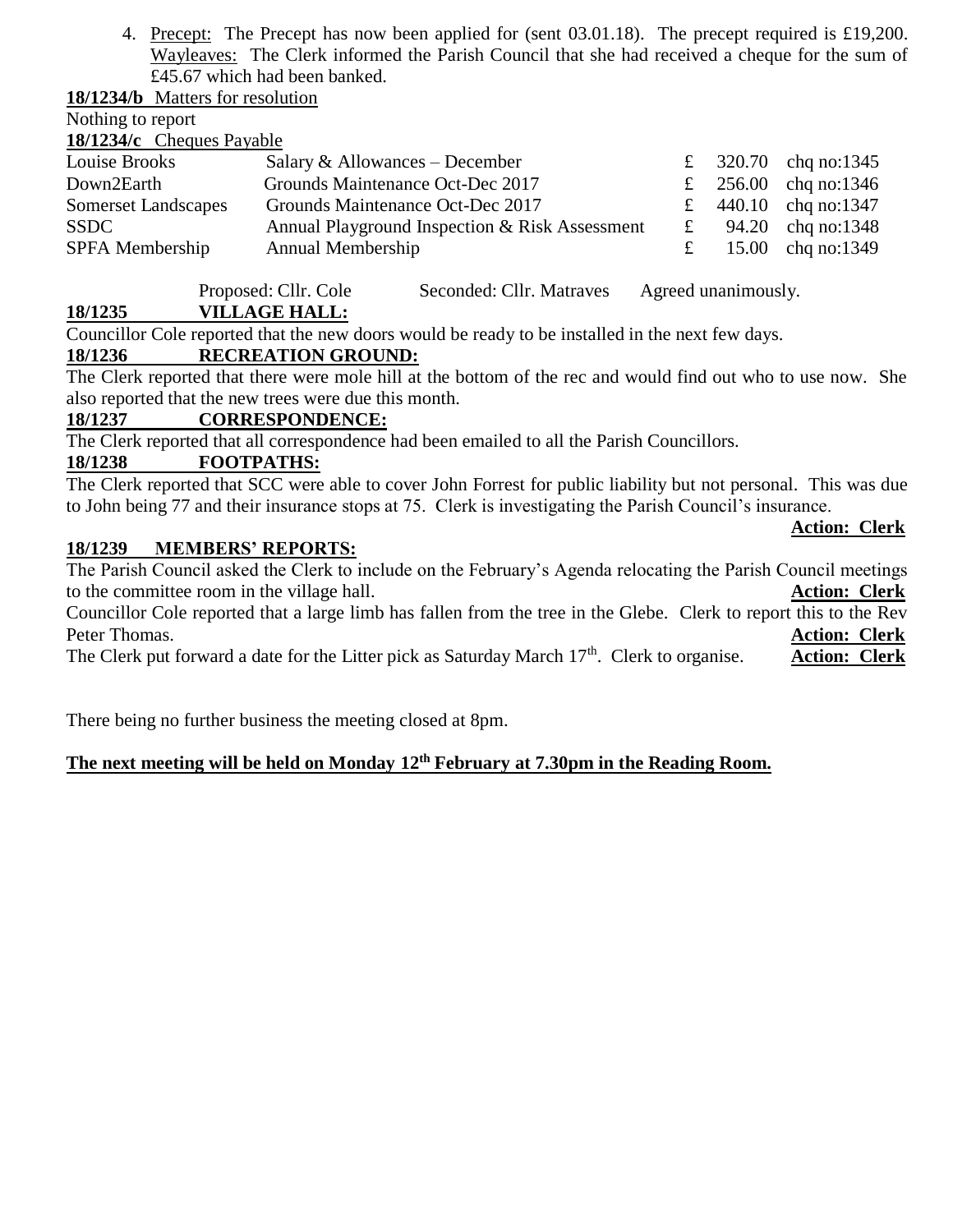4. Precept: The Precept has now been applied for (sent 03.01.18). The precept required is £19,200. Wayleaves: The Clerk informed the Parish Council that she had received a cheque for the sum of £45.67 which had been banked.

**18/1234/b** Matters for resolution

Nothing to report

**18/1234/c** Cheques Payable

| | | | | |
|---|---|---|---|---|
| Louise Brooks | Salary & Allowances – December | £ | 320.70 | chq no:1345 |
| Down2Earth | Grounds Maintenance Oct-Dec 2017 | £ | 256.00 | chq no:1346 |
| Somerset Landscapes | Grounds Maintenance Oct-Dec 2017 | £ | 440.10 | chq no:1347 |
| SSDC | Annual Playground Inspection & Risk Assessment | £ | 94.20 | chq no:1348 |
| SPFA Membership | Annual Membership | £ | 15.00 | chq no:1349 |

Proposed: Cllr. Cole Seconded: Cllr. Matraves Agreed unanimously.

**18/1235 VILLAGE HALL:**

Councillor Cole reported that the new doors would be ready to be installed in the next few days.

**18/1236 RECREATION GROUND:**

The Clerk reported that there were mole hill at the bottom of the rec and would find out who to use now. She also reported that the new trees were due this month.

**18/1237 CORRESPONDENCE:**

The Clerk reported that all correspondence had been emailed to all the Parish Councillors.

**18/1238 FOOTPATHS:**

The Clerk reported that SCC were able to cover John Forrest for public liability but not personal. This was due to John being 77 and their insurance stops at 75. Clerk is investigating the Parish Council's insurance.

**Action: Clerk**

**18/1239 MEMBERS' REPORTS:**

The Parish Council asked the Clerk to include on the February's Agenda relocating the Parish Council meetings to the committee room in the village hall. **Action: Clerk**

Councillor Cole reported that a large limb has fallen from the tree in the Glebe. Clerk to report this to the Rev Peter Thomas. **Action: Clerk**

The Clerk put forward a date for the Litter pick as Saturday March 17th. Clerk to organise. **Action: Clerk**

There being no further business the meeting closed at 8pm.

**The next meeting will be held on Monday 12th February at 7.30pm in the Reading Room.**